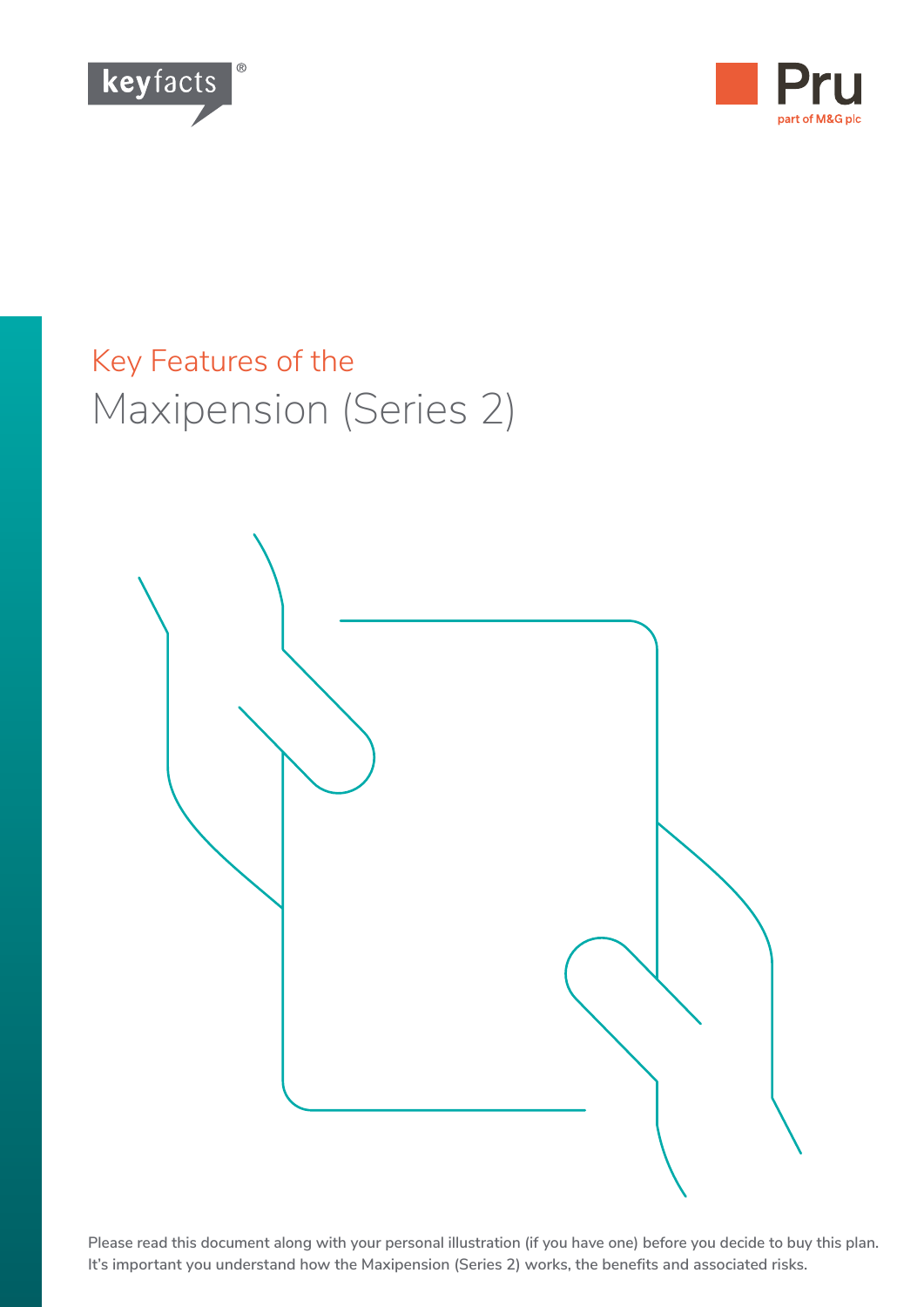keyfacts®

Pru
part of M&G plc

# Key Features of the Maxipension (Series 2)

Please read this document along with your personal illustration (if you have one) before you decide to buy this plan. It's important you understand how the Maxipension (Series 2) works, the benefits and associated risks.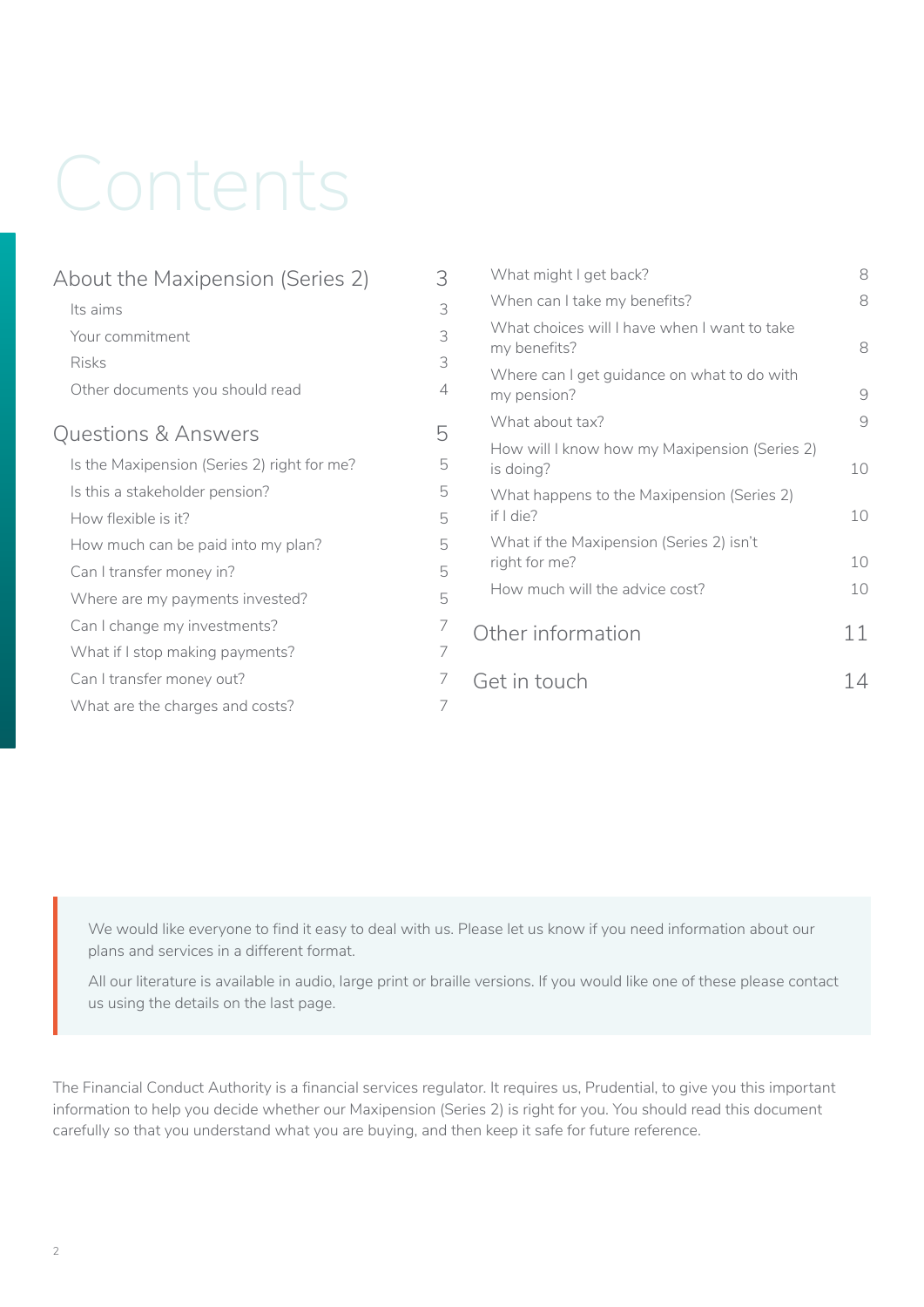# Contents

| | |
|---|---|
| **About the Maxipension (Series 2)** | **3** |
| Its aims | 3 |
| Your commitment | 3 |
| Risks | 3 |
| Other documents you should read | 4 |
| **Questions & Answers** | **5** |
| Is the Maxipension (Series 2) right for me? | 5 |
| Is this a stakeholder pension? | 5 |
| How flexible is it? | 5 |
| How much can be paid into my plan? | 5 |
| Can I transfer money in? | 5 |
| Where are my payments invested? | 5 |
| Can I change my investments? | 7 |
| What if I stop making payments? | 7 |
| Can I transfer money out? | 7 |
| What are the charges and costs? | 7 |
| What might I get back? | 8 |
| When can I take my benefits? | 8 |
| What choices will I have when I want to take my benefits? | 8 |
| Where can I get guidance on what to do with my pension? | 9 |
| What about tax? | 9 |
| How will I know how my Maxipension (Series 2) is doing? | 10 |
| What happens to the Maxipension (Series 2) if I die? | 10 |
| What if the Maxipension (Series 2) isn't right for me? | 10 |
| How much will the advice cost? | 10 |
| **Other information** | **11** |
| **Get in touch** | **14** |

We would like everyone to find it easy to deal with us. Please let us know if you need information about our plans and services in a different format.

All our literature is available in audio, large print or braille versions. If you would like one of these please contact us using the details on the last page.

The Financial Conduct Authority is a financial services regulator. It requires us, Prudential, to give you this important information to help you decide whether our Maxipension (Series 2) is right for you. You should read this document carefully so that you understand what you are buying, and then keep it safe for future reference.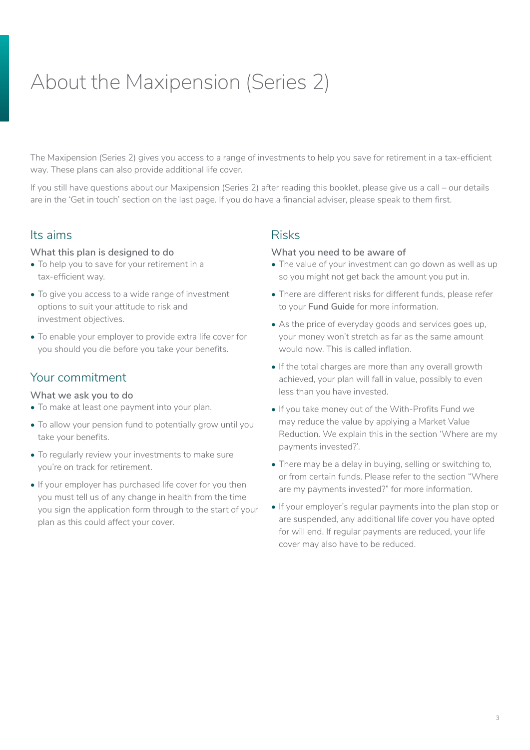# About the Maxipension (Series 2)

The Maxipension (Series 2) gives you access to a range of investments to help you save for retirement in a tax-efficient way. These plans can also provide additional life cover.

If you still have questions about our Maxipension (Series 2) after reading this booklet, please give us a call – our details are in the 'Get in touch' section on the last page. If you do have a financial adviser, please speak to them first.

## Its aims

### What this plan is designed to do

- To help you to save for your retirement in a tax-efficient way.
- To give you access to a wide range of investment options to suit your attitude to risk and investment objectives.
- To enable your employer to provide extra life cover for you should you die before you take your benefits.

## Your commitment

### What we ask you to do

- To make at least one payment into your plan.
- To allow your pension fund to potentially grow until you take your benefits.
- To regularly review your investments to make sure you're on track for retirement.
- If your employer has purchased life cover for you then you must tell us of any change in health from the time you sign the application form through to the start of your plan as this could affect your cover.

## Risks

### What you need to be aware of

- The value of your investment can go down as well as up so you might not get back the amount you put in.
- There are different risks for different funds, please refer to your **Fund Guide** for more information.
- As the price of everyday goods and services goes up, your money won't stretch as far as the same amount would now. This is called inflation.
- If the total charges are more than any overall growth achieved, your plan will fall in value, possibly to even less than you have invested.
- If you take money out of the With-Profits Fund we may reduce the value by applying a Market Value Reduction. We explain this in the section 'Where are my payments invested?'.
- There may be a delay in buying, selling or switching to, or from certain funds. Please refer to the section "Where are my payments invested?" for more information.
- If your employer's regular payments into the plan stop or are suspended, any additional life cover you have opted for will end. If regular payments are reduced, your life cover may also have to be reduced.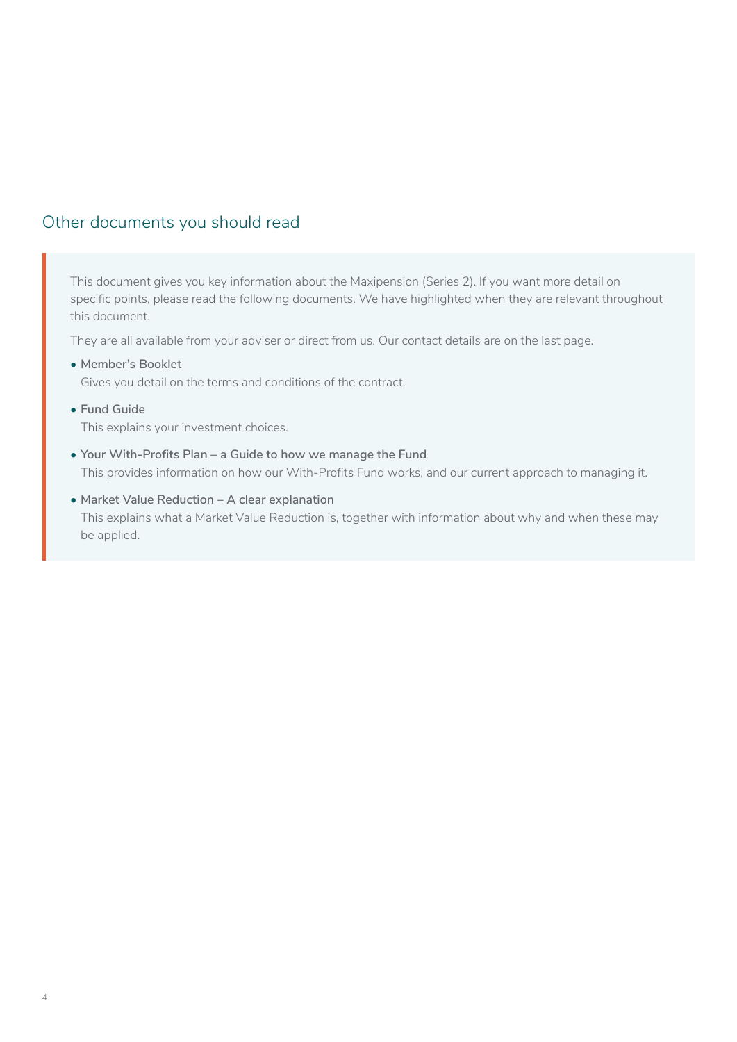## Other documents you should read

This document gives you key information about the Maxipension (Series 2). If you want more detail on specific points, please read the following documents. We have highlighted when they are relevant throughout this document.

They are all available from your adviser or direct from us. Our contact details are on the last page.

- **Member's Booklet**
  Gives you detail on the terms and conditions of the contract.
- **Fund Guide**
  This explains your investment choices.
- **Your With-Profits Plan – a Guide to how we manage the Fund**
  This provides information on how our With-Profits Fund works, and our current approach to managing it.
- **Market Value Reduction – A clear explanation**
  This explains what a Market Value Reduction is, together with information about why and when these may be applied.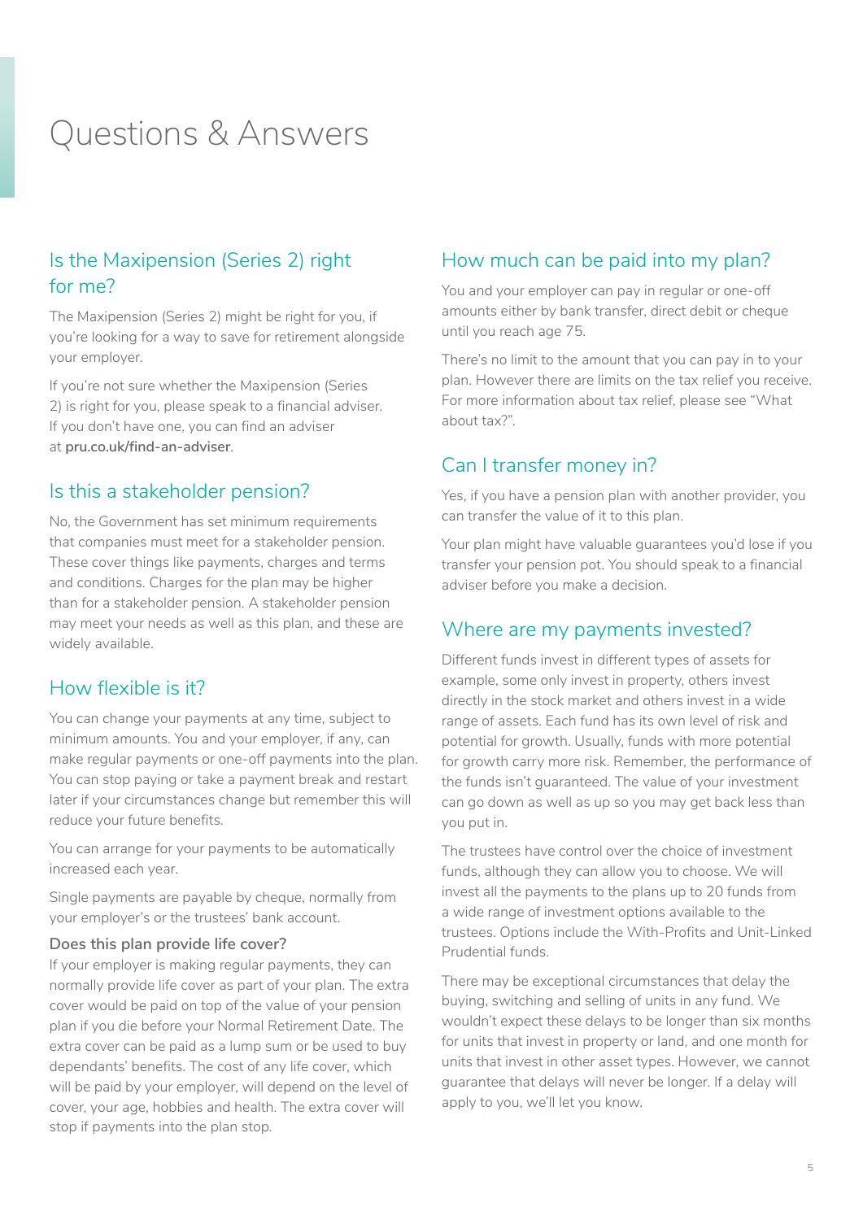# Questions & Answers

## Is the Maxipension (Series 2) right for me?

The Maxipension (Series 2) might be right for you, if you're looking for a way to save for retirement alongside your employer.

If you're not sure whether the Maxipension (Series 2) is right for you, please speak to a financial adviser. If you don't have one, you can find an adviser at **pru.co.uk/find-an-adviser**.

## Is this a stakeholder pension?

No, the Government has set minimum requirements that companies must meet for a stakeholder pension. These cover things like payments, charges and terms and conditions. Charges for the plan may be higher than for a stakeholder pension. A stakeholder pension may meet your needs as well as this plan, and these are widely available.

## How flexible is it?

You can change your payments at any time, subject to minimum amounts. You and your employer, if any, can make regular payments or one-off payments into the plan. You can stop paying or take a payment break and restart later if your circumstances change but remember this will reduce your future benefits.

You can arrange for your payments to be automatically increased each year.

Single payments are payable by cheque, normally from your employer's or the trustees' bank account.

### Does this plan provide life cover?

If your employer is making regular payments, they can normally provide life cover as part of your plan. The extra cover would be paid on top of the value of your pension plan if you die before your Normal Retirement Date. The extra cover can be paid as a lump sum or be used to buy dependants' benefits. The cost of any life cover, which will be paid by your employer, will depend on the level of cover, your age, hobbies and health. The extra cover will stop if payments into the plan stop.

## How much can be paid into my plan?

You and your employer can pay in regular or one-off amounts either by bank transfer, direct debit or cheque until you reach age 75.

There's no limit to the amount that you can pay in to your plan. However there are limits on the tax relief you receive. For more information about tax relief, please see "What about tax?".

## Can I transfer money in?

Yes, if you have a pension plan with another provider, you can transfer the value of it to this plan.

Your plan might have valuable guarantees you'd lose if you transfer your pension pot. You should speak to a financial adviser before you make a decision.

## Where are my payments invested?

Different funds invest in different types of assets for example, some only invest in property, others invest directly in the stock market and others invest in a wide range of assets. Each fund has its own level of risk and potential for growth. Usually, funds with more potential for growth carry more risk. Remember, the performance of the funds isn't guaranteed. The value of your investment can go down as well as up so you may get back less than you put in.

The trustees have control over the choice of investment funds, although they can allow you to choose. We will invest all the payments to the plans up to 20 funds from a wide range of investment options available to the trustees. Options include the With-Profits and Unit-Linked Prudential funds.

There may be exceptional circumstances that delay the buying, switching and selling of units in any fund. We wouldn't expect these delays to be longer than six months for units that invest in property or land, and one month for units that invest in other asset types. However, we cannot guarantee that delays will never be longer. If a delay will apply to you, we'll let you know.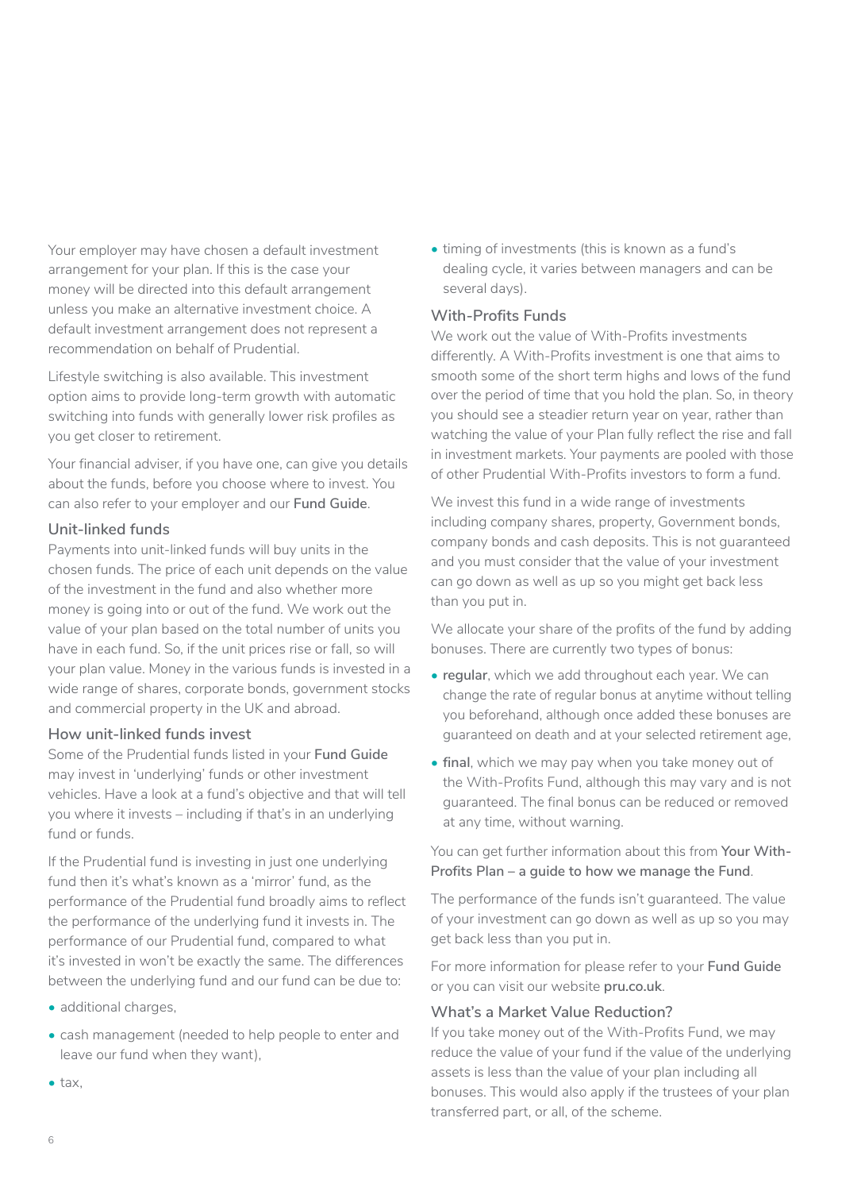Your employer may have chosen a default investment arrangement for your plan. If this is the case your money will be directed into this default arrangement unless you make an alternative investment choice. A default investment arrangement does not represent a recommendation on behalf of Prudential.

Lifestyle switching is also available. This investment option aims to provide long-term growth with automatic switching into funds with generally lower risk profiles as you get closer to retirement.

Your financial adviser, if you have one, can give you details about the funds, before you choose where to invest. You can also refer to your employer and our **Fund Guide**.

### Unit-linked funds

Payments into unit-linked funds will buy units in the chosen funds. The price of each unit depends on the value of the investment in the fund and also whether more money is going into or out of the fund. We work out the value of your plan based on the total number of units you have in each fund. So, if the unit prices rise or fall, so will your plan value. Money in the various funds is invested in a wide range of shares, corporate bonds, government stocks and commercial property in the UK and abroad.

### How unit-linked funds invest

Some of the Prudential funds listed in your **Fund Guide** may invest in 'underlying' funds or other investment vehicles. Have a look at a fund's objective and that will tell you where it invests – including if that's in an underlying fund or funds.

If the Prudential fund is investing in just one underlying fund then it's what's known as a 'mirror' fund, as the performance of the Prudential fund broadly aims to reflect the performance of the underlying fund it invests in. The performance of our Prudential fund, compared to what it's invested in won't be exactly the same. The differences between the underlying fund and our fund can be due to:

- additional charges,
- cash management (needed to help people to enter and leave our fund when they want),
- tax,
- timing of investments (this is known as a fund's dealing cycle, it varies between managers and can be several days).

### With-Profits Funds

We work out the value of With-Profits investments differently. A With-Profits investment is one that aims to smooth some of the short term highs and lows of the fund over the period of time that you hold the plan. So, in theory you should see a steadier return year on year, rather than watching the value of your Plan fully reflect the rise and fall in investment markets. Your payments are pooled with those of other Prudential With-Profits investors to form a fund.

We invest this fund in a wide range of investments including company shares, property, Government bonds, company bonds and cash deposits. This is not guaranteed and you must consider that the value of your investment can go down as well as up so you might get back less than you put in.

We allocate your share of the profits of the fund by adding bonuses. There are currently two types of bonus:

- **regular**, which we add throughout each year. We can change the rate of regular bonus at anytime without telling you beforehand, although once added these bonuses are guaranteed on death and at your selected retirement age,
- **final**, which we may pay when you take money out of the With-Profits Fund, although this may vary and is not guaranteed. The final bonus can be reduced or removed at any time, without warning.

You can get further information about this from **Your With-Profits Plan – a guide to how we manage the Fund**.

The performance of the funds isn't guaranteed. The value of your investment can go down as well as up so you may get back less than you put in.

For more information for please refer to your **Fund Guide** or you can visit our website **pru.co.uk**.

### What's a Market Value Reduction?

If you take money out of the With-Profits Fund, we may reduce the value of your fund if the value of the underlying assets is less than the value of your plan including all bonuses. This would also apply if the trustees of your plan transferred part, or all, of the scheme.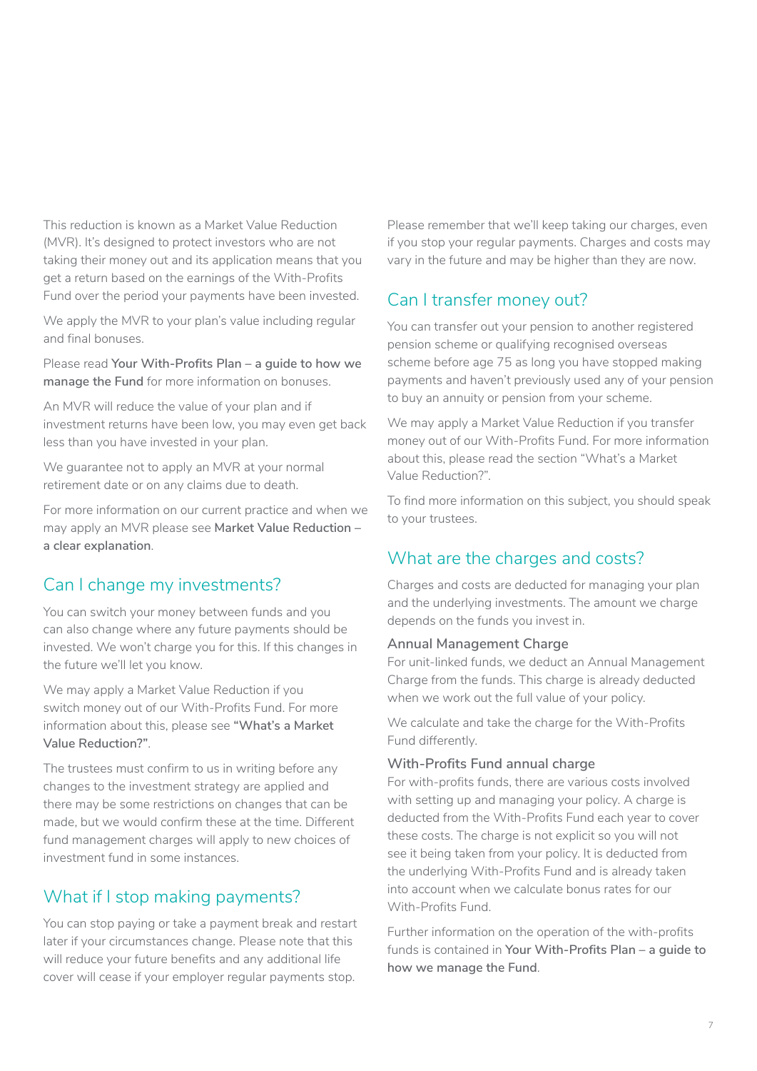This reduction is known as a Market Value Reduction (MVR). It's designed to protect investors who are not taking their money out and its application means that you get a return based on the earnings of the With-Profits Fund over the period your payments have been invested.

We apply the MVR to your plan's value including regular and final bonuses.

Please read **Your With-Profits Plan – a guide to how we manage the Fund** for more information on bonuses.

An MVR will reduce the value of your plan and if investment returns have been low, you may even get back less than you have invested in your plan.

We guarantee not to apply an MVR at your normal retirement date or on any claims due to death.

For more information on our current practice and when we may apply an MVR please see **Market Value Reduction – a clear explanation**.

## Can I change my investments?

You can switch your money between funds and you can also change where any future payments should be invested. We won't charge you for this. If this changes in the future we'll let you know.

We may apply a Market Value Reduction if you switch money out of our With-Profits Fund. For more information about this, please see **"What's a Market Value Reduction?"**.

The trustees must confirm to us in writing before any changes to the investment strategy are applied and there may be some restrictions on changes that can be made, but we would confirm these at the time. Different fund management charges will apply to new choices of investment fund in some instances.

## What if I stop making payments?

You can stop paying or take a payment break and restart later if your circumstances change. Please note that this will reduce your future benefits and any additional life cover will cease if your employer regular payments stop.

Please remember that we'll keep taking our charges, even if you stop your regular payments. Charges and costs may vary in the future and may be higher than they are now.

## Can I transfer money out?

You can transfer out your pension to another registered pension scheme or qualifying recognised overseas scheme before age 75 as long you have stopped making payments and haven't previously used any of your pension to buy an annuity or pension from your scheme.

We may apply a Market Value Reduction if you transfer money out of our With-Profits Fund. For more information about this, please read the section "What's a Market Value Reduction?".

To find more information on this subject, you should speak to your trustees.

## What are the charges and costs?

Charges and costs are deducted for managing your plan and the underlying investments. The amount we charge depends on the funds you invest in.

### Annual Management Charge

For unit-linked funds, we deduct an Annual Management Charge from the funds. This charge is already deducted when we work out the full value of your policy.

We calculate and take the charge for the With-Profits Fund differently.

### With-Profits Fund annual charge

For with-profits funds, there are various costs involved with setting up and managing your policy. A charge is deducted from the With-Profits Fund each year to cover these costs. The charge is not explicit so you will not see it being taken from your policy. It is deducted from the underlying With-Profits Fund and is already taken into account when we calculate bonus rates for our With-Profits Fund.

Further information on the operation of the with-profits funds is contained in **Your With-Profits Plan – a guide to how we manage the Fund**.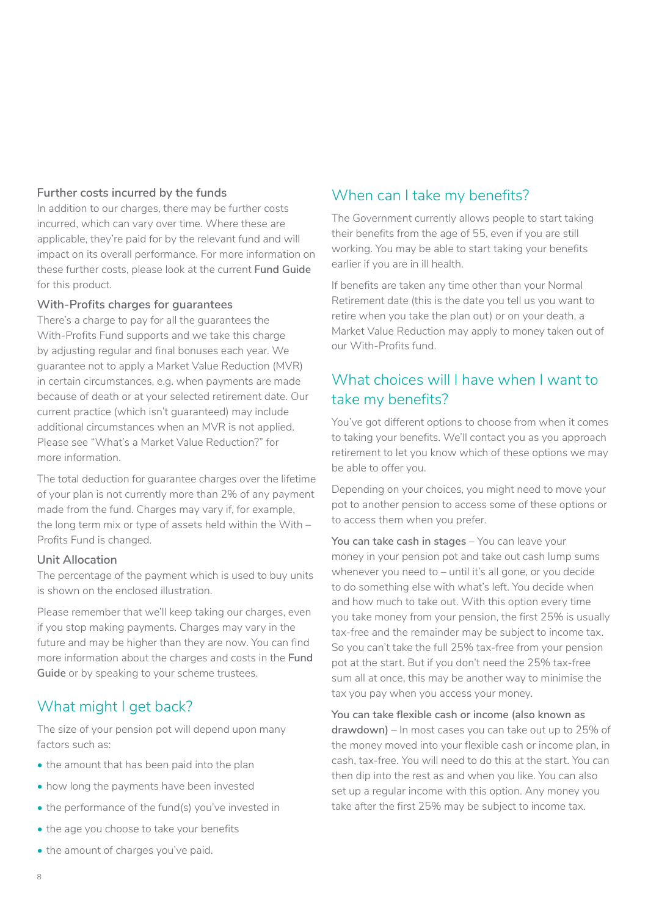### Further costs incurred by the funds

In addition to our charges, there may be further costs incurred, which can vary over time. Where these are applicable, they're paid for by the relevant fund and will impact on its overall performance. For more information on these further costs, please look at the current **Fund Guide** for this product.

### With-Profits charges for guarantees

There's a charge to pay for all the guarantees the With-Profits Fund supports and we take this charge by adjusting regular and final bonuses each year. We guarantee not to apply a Market Value Reduction (MVR) in certain circumstances, e.g. when payments are made because of death or at your selected retirement date. Our current practice (which isn't guaranteed) may include additional circumstances when an MVR is not applied. Please see "What's a Market Value Reduction?" for more information.

The total deduction for guarantee charges over the lifetime of your plan is not currently more than 2% of any payment made from the fund. Charges may vary if, for example, the long term mix or type of assets held within the With – Profits Fund is changed.

### Unit Allocation

The percentage of the payment which is used to buy units is shown on the enclosed illustration.

Please remember that we'll keep taking our charges, even if you stop making payments. Charges may vary in the future and may be higher than they are now. You can find more information about the charges and costs in the **Fund Guide** or by speaking to your scheme trustees.

## What might I get back?

The size of your pension pot will depend upon many factors such as:

- the amount that has been paid into the plan
- how long the payments have been invested
- the performance of the fund(s) you've invested in
- the age you choose to take your benefits
- the amount of charges you've paid.

## When can I take my benefits?

The Government currently allows people to start taking their benefits from the age of 55, even if you are still working. You may be able to start taking your benefits earlier if you are in ill health.

If benefits are taken any time other than your Normal Retirement date (this is the date you tell us you want to retire when you take the plan out) or on your death, a Market Value Reduction may apply to money taken out of our With-Profits fund.

## What choices will I have when I want to take my benefits?

You've got different options to choose from when it comes to taking your benefits. We'll contact you as you approach retirement to let you know which of these options we may be able to offer you.

Depending on your choices, you might need to move your pot to another pension to access some of these options or to access them when you prefer.

**You can take cash in stages** – You can leave your money in your pension pot and take out cash lump sums whenever you need to – until it's all gone, or you decide to do something else with what's left. You decide when and how much to take out. With this option every time you take money from your pension, the first 25% is usually tax-free and the remainder may be subject to income tax. So you can't take the full 25% tax-free from your pension pot at the start. But if you don't need the 25% tax-free sum all at once, this may be another way to minimise the tax you pay when you access your money.

**You can take flexible cash or income (also known as drawdown)** – In most cases you can take out up to 25% of the money moved into your flexible cash or income plan, in cash, tax-free. You will need to do this at the start. You can then dip into the rest as and when you like. You can also set up a regular income with this option. Any money you take after the first 25% may be subject to income tax.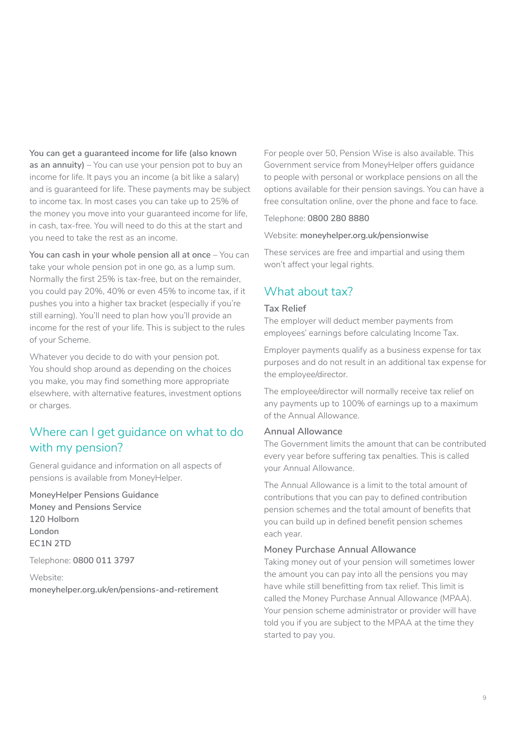**You can get a guaranteed income for life (also known as an annuity)** – You can use your pension pot to buy an income for life. It pays you an income (a bit like a salary) and is guaranteed for life. These payments may be subject to income tax. In most cases you can take up to 25% of the money you move into your guaranteed income for life, in cash, tax-free. You will need to do this at the start and you need to take the rest as an income.

**You can cash in your whole pension all at once** – You can take your whole pension pot in one go, as a lump sum. Normally the first 25% is tax-free, but on the remainder, you could pay 20%, 40% or even 45% to income tax, if it pushes you into a higher tax bracket (especially if you're still earning). You'll need to plan how you'll provide an income for the rest of your life. This is subject to the rules of your Scheme.

Whatever you decide to do with your pension pot. You should shop around as depending on the choices you make, you may find something more appropriate elsewhere, with alternative features, investment options or charges.

## Where can I get guidance on what to do with my pension?

General guidance and information on all aspects of pensions is available from MoneyHelper.

**MoneyHelper Pensions Guidance**
**Money and Pensions Service**
**120 Holborn**
**London**
**EC1N 2TD**

Telephone: **0800 011 3797**

Website:
**moneyhelper.org.uk/en/pensions-and-retirement**

For people over 50, Pension Wise is also available. This Government service from MoneyHelper offers guidance to people with personal or workplace pensions on all the options available for their pension savings. You can have a free consultation online, over the phone and face to face.

Telephone: **0800 280 8880**

Website: **moneyhelper.org.uk/pensionwise**

These services are free and impartial and using them won't affect your legal rights.

## What about tax?

### Tax Relief

The employer will deduct member payments from employees' earnings before calculating Income Tax.

Employer payments qualify as a business expense for tax purposes and do not result in an additional tax expense for the employee/director.

The employee/director will normally receive tax relief on any payments up to 100% of earnings up to a maximum of the Annual Allowance.

### Annual Allowance

The Government limits the amount that can be contributed every year before suffering tax penalties. This is called your Annual Allowance.

The Annual Allowance is a limit to the total amount of contributions that you can pay to defined contribution pension schemes and the total amount of benefits that you can build up in defined benefit pension schemes each year.

### Money Purchase Annual Allowance

Taking money out of your pension will sometimes lower the amount you can pay into all the pensions you may have while still benefitting from tax relief. This limit is called the Money Purchase Annual Allowance (MPAA). Your pension scheme administrator or provider will have told you if you are subject to the MPAA at the time they started to pay you.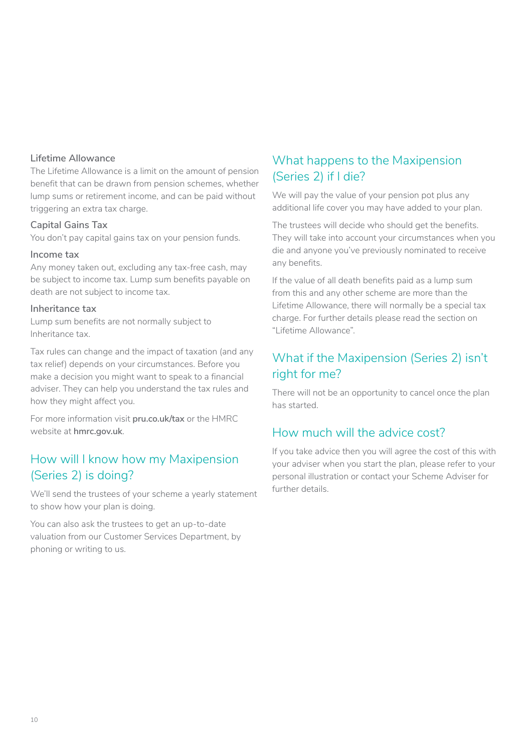### Lifetime Allowance

The Lifetime Allowance is a limit on the amount of pension benefit that can be drawn from pension schemes, whether lump sums or retirement income, and can be paid without triggering an extra tax charge.

### Capital Gains Tax

You don't pay capital gains tax on your pension funds.

### Income tax

Any money taken out, excluding any tax-free cash, may be subject to income tax. Lump sum benefits payable on death are not subject to income tax.

### Inheritance tax

Lump sum benefits are not normally subject to Inheritance tax.

Tax rules can change and the impact of taxation (and any tax relief) depends on your circumstances. Before you make a decision you might want to speak to a financial adviser. They can help you understand the tax rules and how they might affect you.

For more information visit **pru.co.uk/tax** or the HMRC website at **hmrc.gov.uk**.

## How will I know how my Maxipension (Series 2) is doing?

We'll send the trustees of your scheme a yearly statement to show how your plan is doing.

You can also ask the trustees to get an up-to-date valuation from our Customer Services Department, by phoning or writing to us.

## What happens to the Maxipension (Series 2) if I die?

We will pay the value of your pension pot plus any additional life cover you may have added to your plan.

The trustees will decide who should get the benefits. They will take into account your circumstances when you die and anyone you've previously nominated to receive any benefits.

If the value of all death benefits paid as a lump sum from this and any other scheme are more than the Lifetime Allowance, there will normally be a special tax charge. For further details please read the section on "Lifetime Allowance".

## What if the Maxipension (Series 2) isn't right for me?

There will not be an opportunity to cancel once the plan has started.

## How much will the advice cost?

If you take advice then you will agree the cost of this with your adviser when you start the plan, please refer to your personal illustration or contact your Scheme Adviser for further details.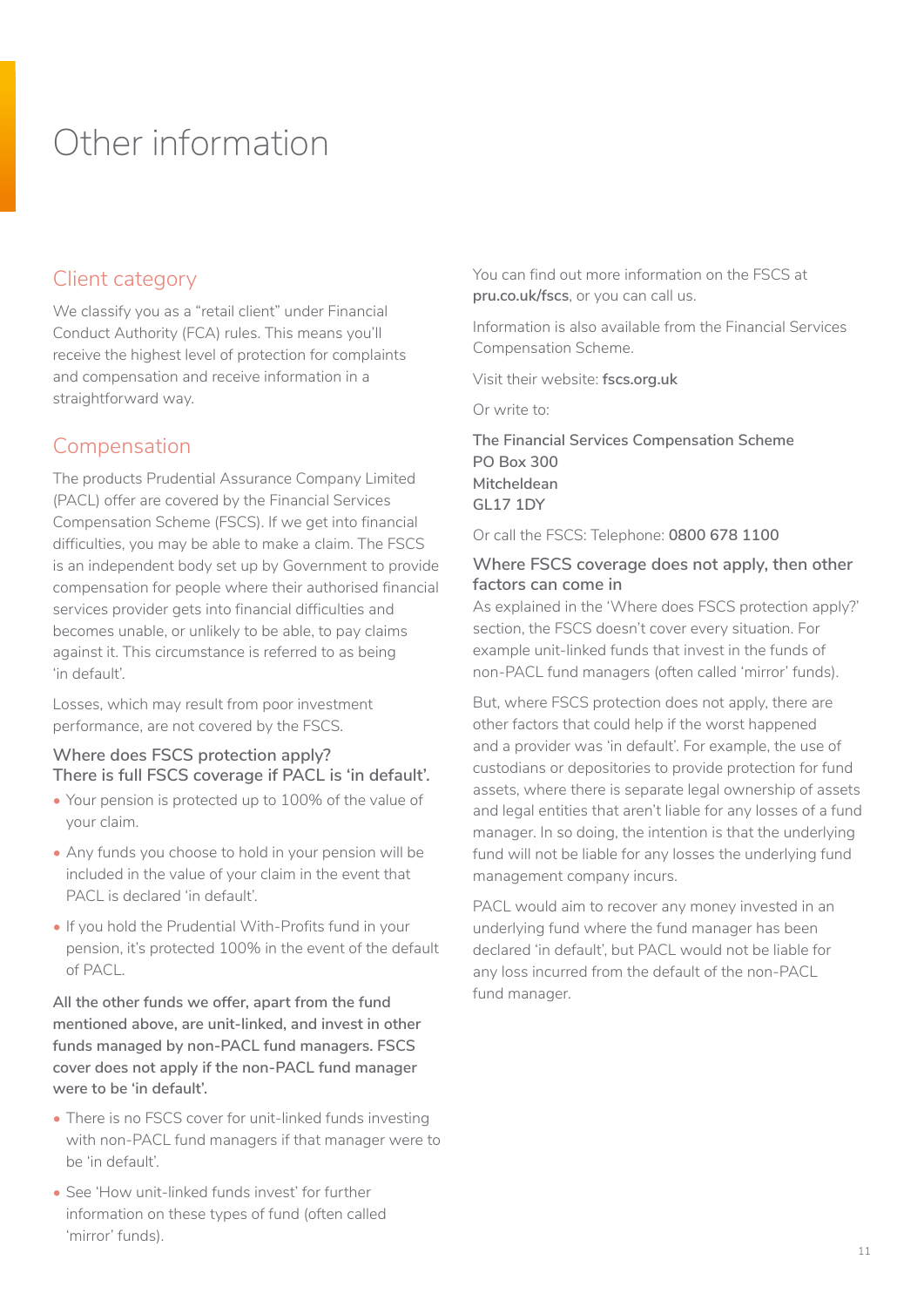# Other information

## Client category

We classify you as a "retail client" under Financial Conduct Authority (FCA) rules. This means you'll receive the highest level of protection for complaints and compensation and receive information in a straightforward way.

## Compensation

The products Prudential Assurance Company Limited (PACL) offer are covered by the Financial Services Compensation Scheme (FSCS). If we get into financial difficulties, you may be able to make a claim. The FSCS is an independent body set up by Government to provide compensation for people where their authorised financial services provider gets into financial difficulties and becomes unable, or unlikely to be able, to pay claims against it. This circumstance is referred to as being 'in default'.

Losses, which may result from poor investment performance, are not covered by the FSCS.

### Where does FSCS protection apply?
### There is full FSCS coverage if PACL is 'in default'.

- Your pension is protected up to 100% of the value of your claim.
- Any funds you choose to hold in your pension will be included in the value of your claim in the event that PACL is declared 'in default'.
- If you hold the Prudential With-Profits fund in your pension, it's protected 100% in the event of the default of PACL.

**All the other funds we offer, apart from the fund mentioned above, are unit-linked, and invest in other funds managed by non-PACL fund managers. FSCS cover does not apply if the non-PACL fund manager were to be 'in default'.**

- There is no FSCS cover for unit-linked funds investing with non-PACL fund managers if that manager were to be 'in default'.
- See 'How unit-linked funds invest' for further information on these types of fund (often called 'mirror' funds).

You can find out more information on the FSCS at **pru.co.uk/fscs**, or you can call us.

Information is also available from the Financial Services Compensation Scheme.

Visit their website: **fscs.org.uk**

Or write to:

The Financial Services Compensation Scheme
PO Box 300
Mitcheldean
GL17 1DY

Or call the FSCS: Telephone: **0800 678 1100**

### Where FSCS coverage does not apply, then other factors can come in

As explained in the 'Where does FSCS protection apply?' section, the FSCS doesn't cover every situation. For example unit-linked funds that invest in the funds of non-PACL fund managers (often called 'mirror' funds).

But, where FSCS protection does not apply, there are other factors that could help if the worst happened and a provider was 'in default'. For example, the use of custodians or depositories to provide protection for fund assets, where there is separate legal ownership of assets and legal entities that aren't liable for any losses of a fund manager. In so doing, the intention is that the underlying fund will not be liable for any losses the underlying fund management company incurs.

PACL would aim to recover any money invested in an underlying fund where the fund manager has been declared 'in default', but PACL would not be liable for any loss incurred from the default of the non-PACL fund manager.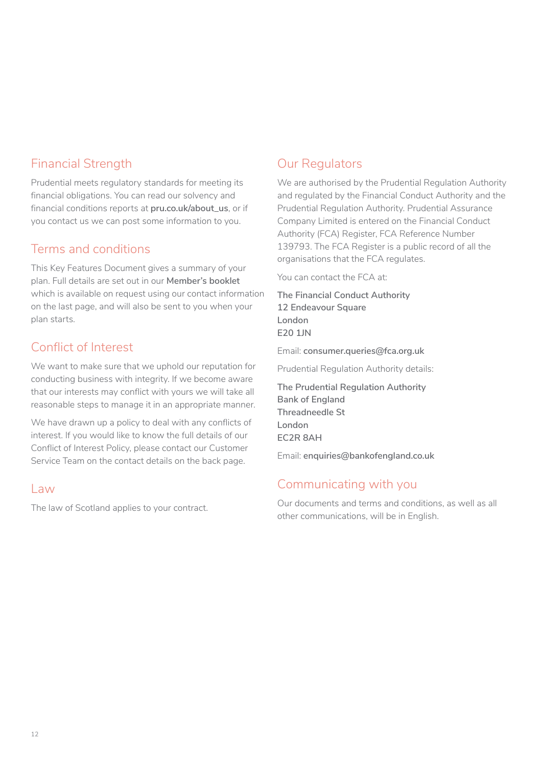## Financial Strength

Prudential meets regulatory standards for meeting its financial obligations. You can read our solvency and financial conditions reports at **pru.co.uk/about_us**, or if you contact us we can post some information to you.

## Terms and conditions

This Key Features Document gives a summary of your plan. Full details are set out in our **Member's booklet** which is available on request using our contact information on the last page, and will also be sent to you when your plan starts.

## Conflict of Interest

We want to make sure that we uphold our reputation for conducting business with integrity. If we become aware that our interests may conflict with yours we will take all reasonable steps to manage it in an appropriate manner.

We have drawn up a policy to deal with any conflicts of interest. If you would like to know the full details of our Conflict of Interest Policy, please contact our Customer Service Team on the contact details on the back page.

## Law

The law of Scotland applies to your contract.

## Our Regulators

We are authorised by the Prudential Regulation Authority and regulated by the Financial Conduct Authority and the Prudential Regulation Authority. Prudential Assurance Company Limited is entered on the Financial Conduct Authority (FCA) Register, FCA Reference Number 139793. The FCA Register is a public record of all the organisations that the FCA regulates.

You can contact the FCA at:

**The Financial Conduct Authority**
**12 Endeavour Square**
**London**
**E20 1JN**

Email: **consumer.queries@fca.org.uk**

Prudential Regulation Authority details:

**The Prudential Regulation Authority**
**Bank of England**
**Threadneedle St**
**London**
**EC2R 8AH**

Email: **enquiries@bankofengland.co.uk**

## Communicating with you

Our documents and terms and conditions, as well as all other communications, will be in English.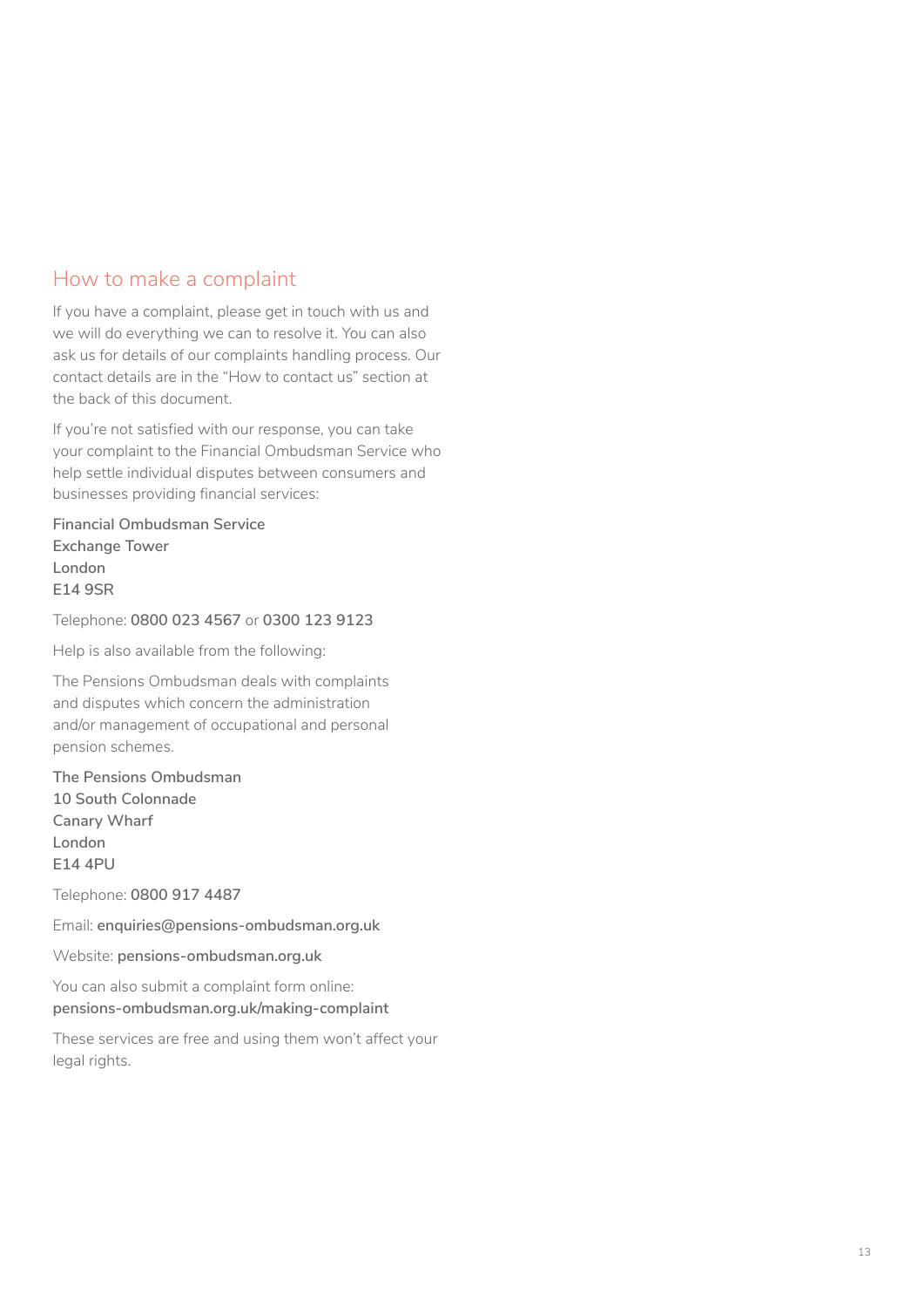## How to make a complaint

If you have a complaint, please get in touch with us and we will do everything we can to resolve it. You can also ask us for details of our complaints handling process. Our contact details are in the "How to contact us" section at the back of this document.

If you're not satisfied with our response, you can take your complaint to the Financial Ombudsman Service who help settle individual disputes between consumers and businesses providing financial services:

**Financial Ombudsman Service**
**Exchange Tower**
**London**
**E14 9SR**

Telephone: **0800 023 4567** or **0300 123 9123**

Help is also available from the following:

The Pensions Ombudsman deals with complaints and disputes which concern the administration and/or management of occupational and personal pension schemes.

**The Pensions Ombudsman**
**10 South Colonnade**
**Canary Wharf**
**London**
**E14 4PU**

Telephone: **0800 917 4487**

Email: **enquiries@pensions-ombudsman.org.uk**

Website: **pensions-ombudsman.org.uk**

You can also submit a complaint form online:
**pensions-ombudsman.org.uk/making-complaint**

These services are free and using them won't affect your legal rights.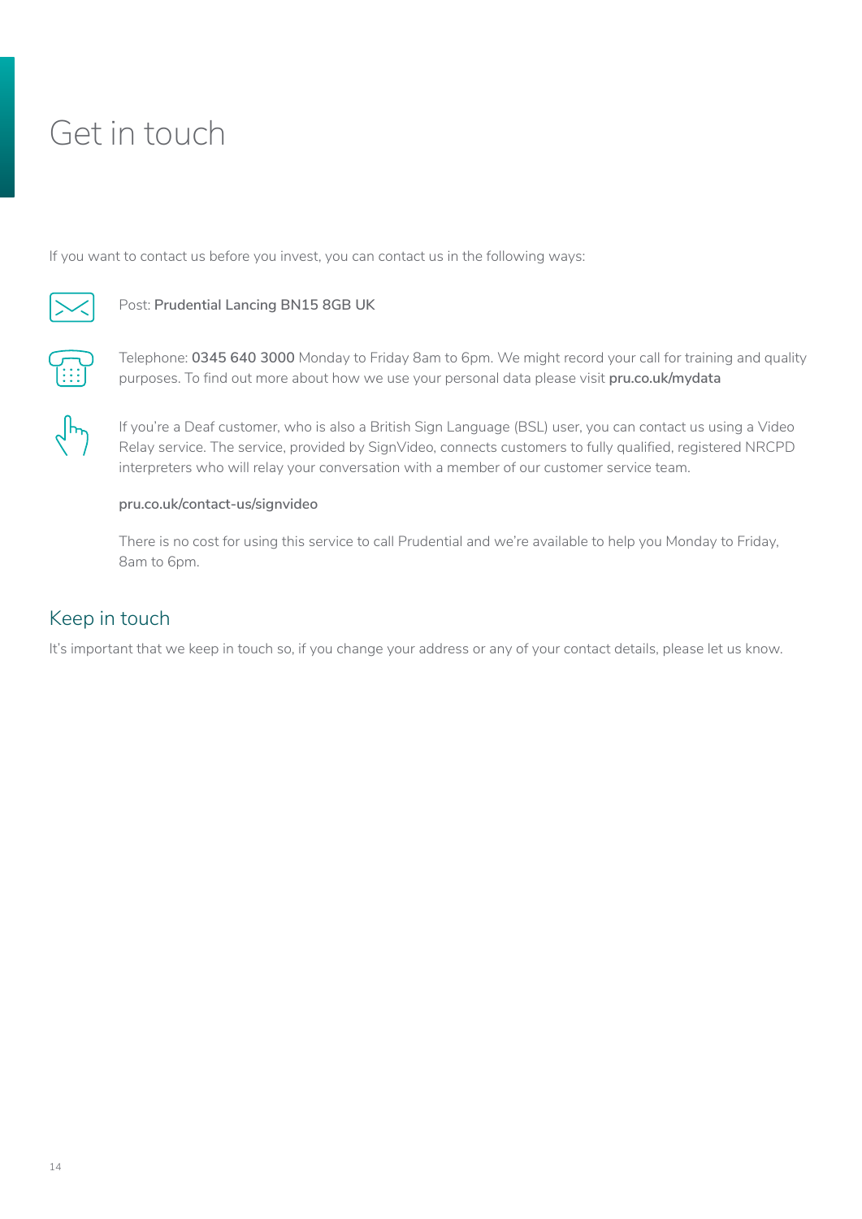# Get in touch

If you want to contact us before you invest, you can contact us in the following ways:

Post: **Prudential Lancing BN15 8GB UK**

Telephone: **0345 640 3000** Monday to Friday 8am to 6pm. We might record your call for training and quality purposes. To find out more about how we use your personal data please visit **pru.co.uk/mydata**

If you're a Deaf customer, who is also a British Sign Language (BSL) user, you can contact us using a Video Relay service. The service, provided by SignVideo, connects customers to fully qualified, registered NRCPD interpreters who will relay your conversation with a member of our customer service team.

**pru.co.uk/contact-us/signvideo**

There is no cost for using this service to call Prudential and we're available to help you Monday to Friday, 8am to 6pm.

## Keep in touch

It's important that we keep in touch so, if you change your address or any of your contact details, please let us know.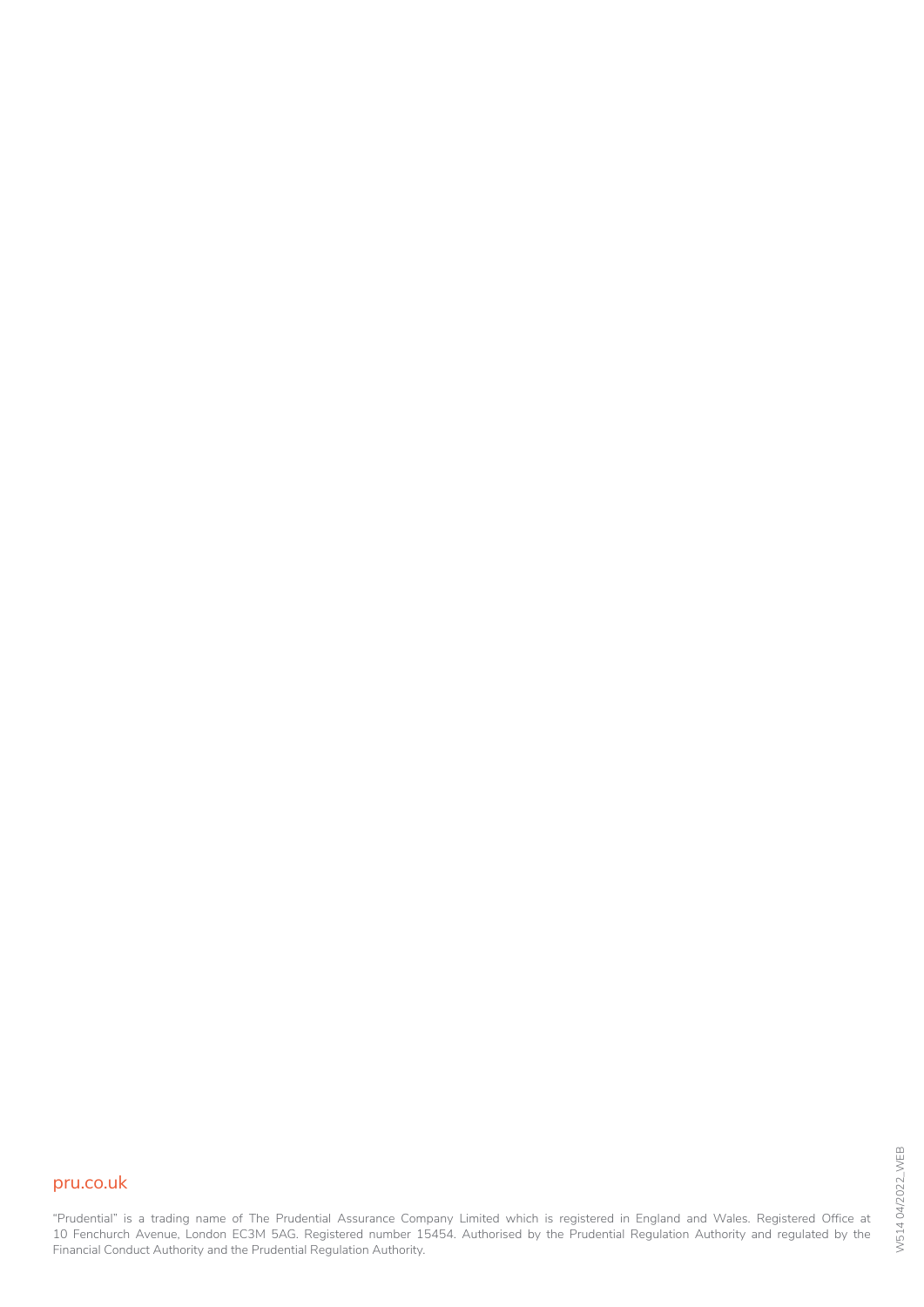pru.co.uk

"Prudential" is a trading name of The Prudential Assurance Company Limited which is registered in England and Wales. Registered Office at 10 Fenchurch Avenue, London EC3M 5AG. Registered number 15454. Authorised by the Prudential Regulation Authority and regulated by the Financial Conduct Authority and the Prudential Regulation Authority.

W514 04/2022_WEB